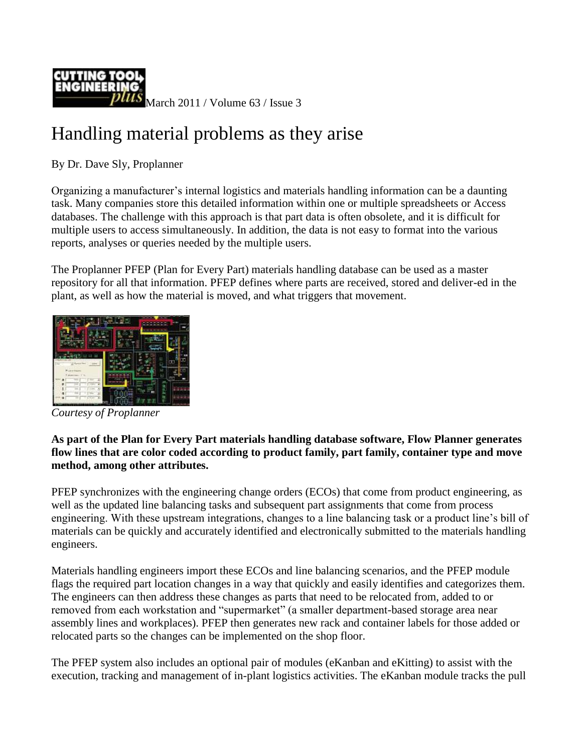March 2011 / Volume 63 / Issue 3

# Handling material problems as they arise

By Dr. Dave Sly, Proplanner

Organizing a manufacturer's internal logistics and materials handling information can be a daunting task. Many companies store this detailed information within one or multiple spreadsheets or Access databases. The challenge with this approach is that part data is often obsolete, and it is difficult for multiple users to access simultaneously. In addition, the data is not easy to format into the various reports, analyses or queries needed by the multiple users.

The Proplanner PFEP (Plan for Every Part) materials handling database can be used as a master repository for all that information. PFEP defines where parts are received, stored and deliver-ed in the plant, as well as how the material is moved, and what triggers that movement.

*Courtesy of Proplanner*

**As part of the Plan for Every Part materials handling database software, Flow Planner generates flow lines that are color coded according to product family, part family, container type and move method, among other attributes.**

PFEP synchronizes with the engineering change orders (ECOs) that come from product engineering, as well as the updated line balancing tasks and subsequent part assignments that come from process engineering. With these upstream integrations, changes to a line balancing task or a product line's bill of materials can be quickly and accurately identified and electronically submitted to the materials handling engineers.

Materials handling engineers import these ECOs and line balancing scenarios, and the PFEP module flags the required part location changes in a way that quickly and easily identifies and categorizes them. The engineers can then address these changes as parts that need to be relocated from, added to or removed from each workstation and "supermarket" (a smaller department-based storage area near assembly lines and workplaces). PFEP then generates new rack and container labels for those added or relocated parts so the changes can be implemented on the shop floor.

The PFEP system also includes an optional pair of modules (eKanban and eKitting) to assist with the execution, tracking and management of in-plant logistics activities. The eKanban module tracks the pull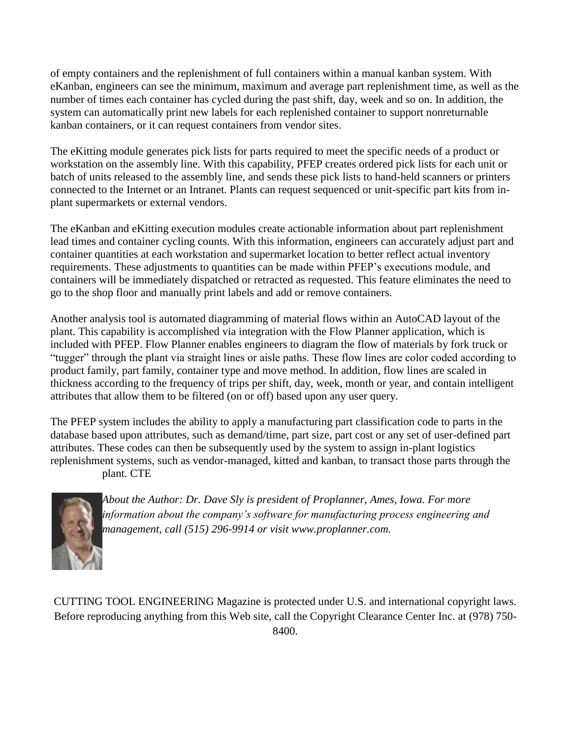of empty containers and the replenishment of full containers within a manual kanban system. With eKanban, engineers can see the minimum, maximum and average part replenishment time, as well as the number of times each container has cycled during the past shift, day, week and so on. In addition, the system can automatically print new labels for each replenished container to support nonreturnable kanban containers, or it can request containers from vendor sites.

The eKitting module generates pick lists for parts required to meet the specific needs of a product or workstation on the assembly line. With this capability, PFEP creates ordered pick lists for each unit or batch of units released to the assembly line, and sends these pick lists to hand-held scanners or printers connected to the Internet or an Intranet. Plants can request sequenced or unit-specific part kits from in-plant supermarkets or external vendors.

The eKanban and eKitting execution modules create actionable information about part replenishment lead times and container cycling counts. With this information, engineers can accurately adjust part and container quantities at each workstation and supermarket location to better reflect actual inventory requirements. These adjustments to quantities can be made within PFEP's executions module, and containers will be immediately dispatched or retracted as requested. This feature eliminates the need to go to the shop floor and manually print labels and add or remove containers.

Another analysis tool is automated diagramming of material flows within an AutoCAD layout of the plant. This capability is accomplished via integration with the Flow Planner application, which is included with PFEP. Flow Planner enables engineers to diagram the flow of materials by fork truck or "tugger" through the plant via straight lines or aisle paths. These flow lines are color coded according to product family, part family, container type and move method. In addition, flow lines are scaled in thickness according to the frequency of trips per shift, day, week, month or year, and contain intelligent attributes that allow them to be filtered (on or off) based upon any user query.

The PFEP system includes the ability to apply a manufacturing part classification code to parts in the database based upon attributes, such as demand/time, part size, part cost or any set of user-defined part attributes. These codes can then be subsequently used by the system to assign in-plant logistics replenishment systems, such as vendor-managed, kitted and kanban, to transact those parts through the plant. CTE

*About the Author: Dr. Dave Sly is president of Proplanner, Ames, Iowa. For more information about the company's software for manufacturing process engineering and management, call (515) 296-9914 or visit www.proplanner.com.*

CUTTING TOOL ENGINEERING Magazine is protected under U.S. and international copyright laws. Before reproducing anything from this Web site, call the Copyright Clearance Center Inc. at (978) 750-8400.